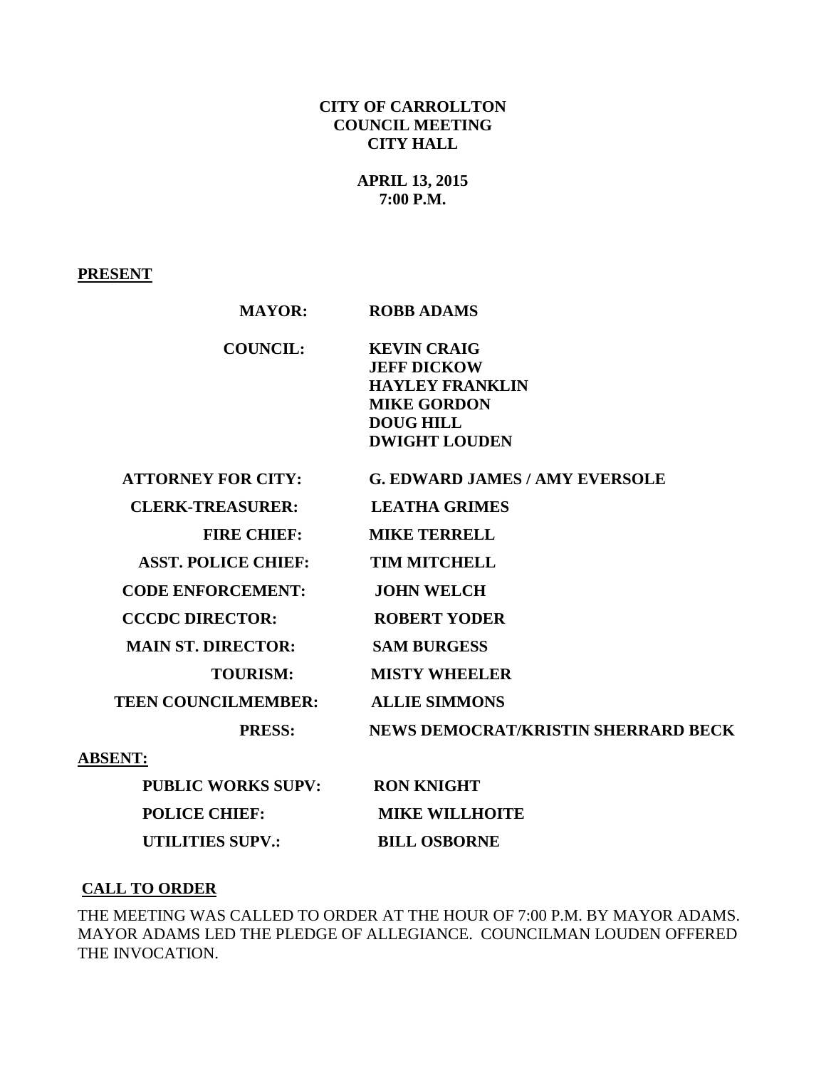**CITY OF CARROLLTON**
**COUNCIL MEETING**
**CITY HALL**

**APRIL 13, 2015**
**7:00 P.M.**

**PRESENT**

| | |
|---|---|
| **MAYOR:** | **ROBB ADAMS** |
| **COUNCIL:** | **KEVIN CRAIG**<br>**JEFF DICKOW**<br>**HAYLEY FRANKLIN**<br>**MIKE GORDON**<br>**DOUG HILL**<br>**DWIGHT LOUDEN** |
| **ATTORNEY FOR CITY:** | **G. EDWARD JAMES / AMY EVERSOLE** |
| **CLERK-TREASURER:** | **LEATHA GRIMES** |
| **FIRE CHIEF:** | **MIKE TERRELL** |
| **ASST. POLICE CHIEF:** | **TIM MITCHELL** |
| **CODE ENFORCEMENT:** | **JOHN WELCH** |
| **CCCDC DIRECTOR:** | **ROBERT YODER** |
| **MAIN ST. DIRECTOR:** | **SAM BURGESS** |
| **TOURISM:** | **MISTY WHEELER** |
| **TEEN COUNCILMEMBER:** | **ALLIE SIMMONS** |
| **PRESS:** | **NEWS DEMOCRAT/KRISTIN SHERRARD BECK** |

**ABSENT:**

| | |
|---|---|
| **PUBLIC WORKS SUPV:** | **RON KNIGHT** |
| **POLICE CHIEF:** | **MIKE WILLHOITE** |
| **UTILITIES SUPV.:** | **BILL OSBORNE** |

**CALL TO ORDER**

THE MEETING WAS CALLED TO ORDER AT THE HOUR OF 7:00 P.M. BY MAYOR ADAMS. MAYOR ADAMS LED THE PLEDGE OF ALLEGIANCE. COUNCILMAN LOUDEN OFFERED THE INVOCATION.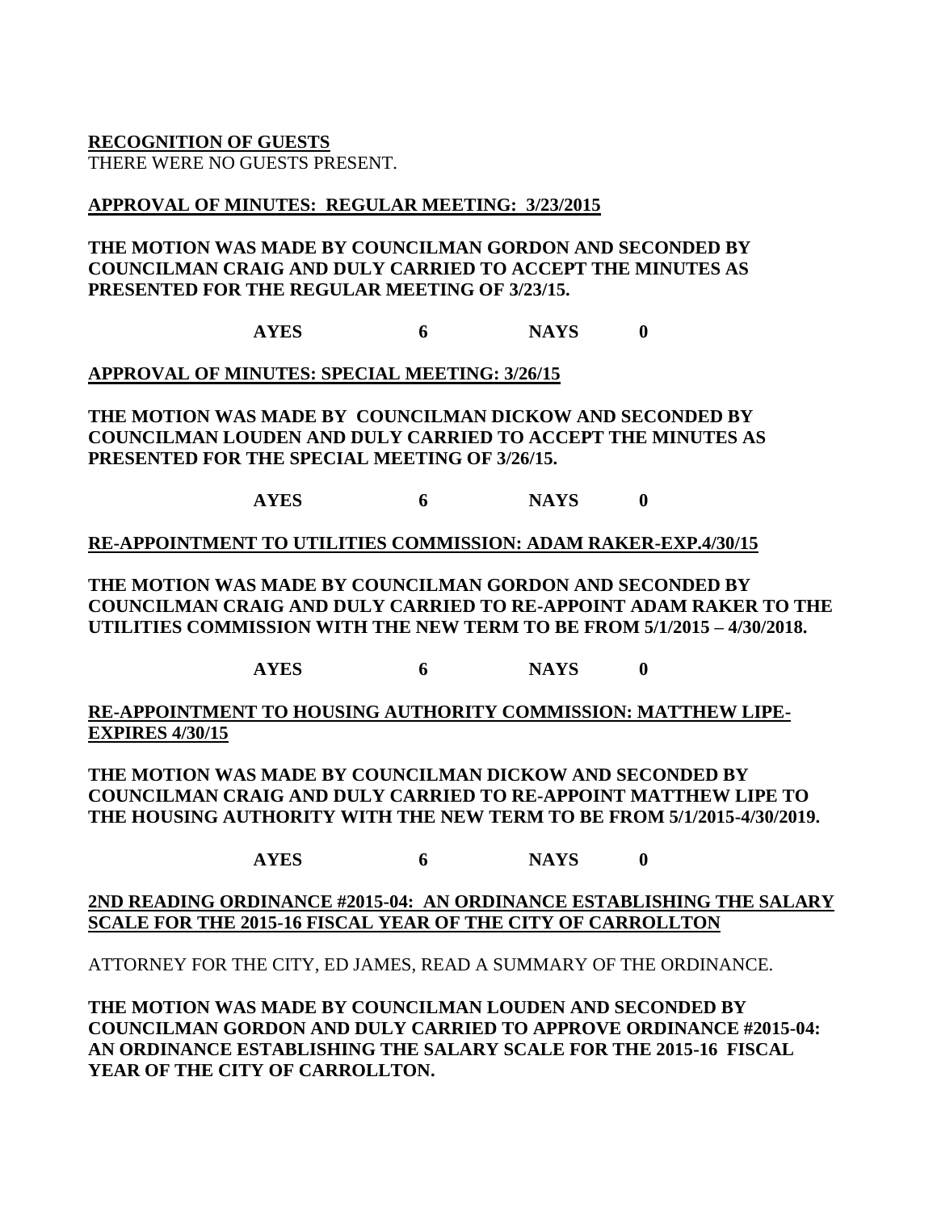**<u>RECOGNITION OF GUESTS</u>**
THERE WERE NO GUESTS PRESENT.

**<u>APPROVAL OF MINUTES: REGULAR MEETING: 3/23/2015</u>**

**THE MOTION WAS MADE BY COUNCILMAN GORDON AND SECONDED BY COUNCILMAN CRAIG AND DULY CARRIED TO ACCEPT THE MINUTES AS PRESENTED FOR THE REGULAR MEETING OF 3/23/15.**

**AYES 6 NAYS 0**

**<u>APPROVAL OF MINUTES: SPECIAL MEETING: 3/26/15</u>**

**THE MOTION WAS MADE BY COUNCILMAN DICKOW AND SECONDED BY COUNCILMAN LOUDEN AND DULY CARRIED TO ACCEPT THE MINUTES AS PRESENTED FOR THE SPECIAL MEETING OF 3/26/15.**

**AYES 6 NAYS 0**

**<u>RE-APPOINTMENT TO UTILITIES COMMISSION: ADAM RAKER-EXP.4/30/15</u>**

**THE MOTION WAS MADE BY COUNCILMAN GORDON AND SECONDED BY COUNCILMAN CRAIG AND DULY CARRIED TO RE-APPOINT ADAM RAKER TO THE UTILITIES COMMISSION WITH THE NEW TERM TO BE FROM 5/1/2015 – 4/30/2018.**

**AYES 6 NAYS 0**

**<u>RE-APPOINTMENT TO HOUSING AUTHORITY COMMISSION: MATTHEW LIPE-EXPIRES 4/30/15</u>**

**THE MOTION WAS MADE BY COUNCILMAN DICKOW AND SECONDED BY COUNCILMAN CRAIG AND DULY CARRIED TO RE-APPOINT MATTHEW LIPE TO THE HOUSING AUTHORITY WITH THE NEW TERM TO BE FROM 5/1/2015-4/30/2019.**

**AYES 6 NAYS 0**

**<u>2ND READING ORDINANCE #2015-04: AN ORDINANCE ESTABLISHING THE SALARY SCALE FOR THE 2015-16 FISCAL YEAR OF THE CITY OF CARROLLTON</u>**

ATTORNEY FOR THE CITY, ED JAMES, READ A SUMMARY OF THE ORDINANCE.

**THE MOTION WAS MADE BY COUNCILMAN LOUDEN AND SECONDED BY COUNCILMAN GORDON AND DULY CARRIED TO APPROVE ORDINANCE #2015-04: AN ORDINANCE ESTABLISHING THE SALARY SCALE FOR THE 2015-16 FISCAL YEAR OF THE CITY OF CARROLLTON.**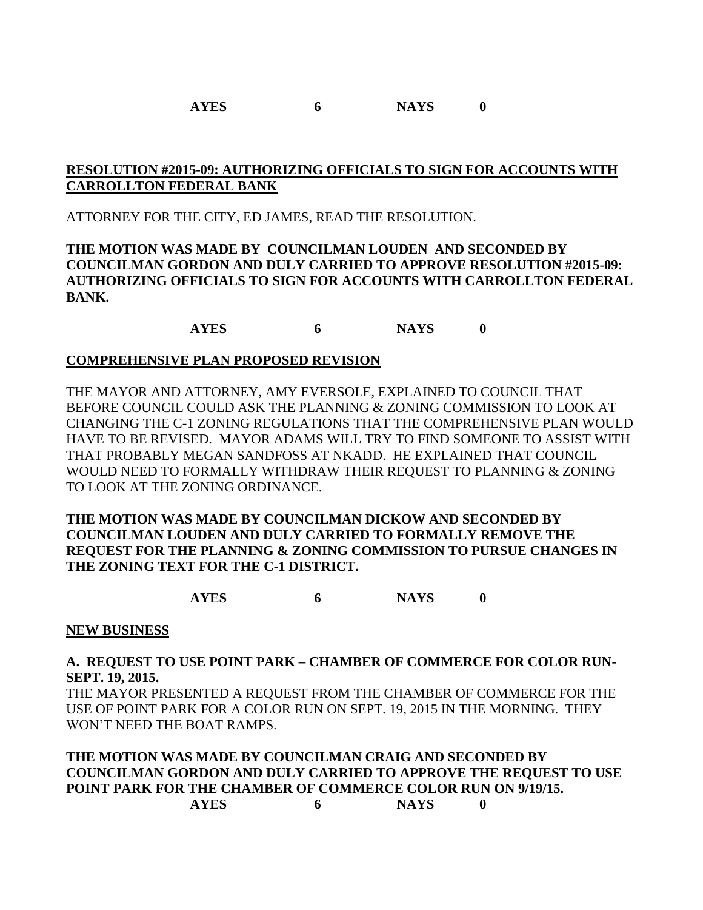**AYES 6 NAYS 0**

**RESOLUTION #2015-09: AUTHORIZING OFFICIALS TO SIGN FOR ACCOUNTS WITH CARROLLTON FEDERAL BANK**

ATTORNEY FOR THE CITY, ED JAMES, READ THE RESOLUTION.

**THE MOTION WAS MADE BY COUNCILMAN LOUDEN AND SECONDED BY COUNCILMAN GORDON AND DULY CARRIED TO APPROVE RESOLUTION #2015-09: AUTHORIZING OFFICIALS TO SIGN FOR ACCOUNTS WITH CARROLLTON FEDERAL BANK.**

**AYES 6 NAYS 0**

**COMPREHENSIVE PLAN PROPOSED REVISION**

THE MAYOR AND ATTORNEY, AMY EVERSOLE, EXPLAINED TO COUNCIL THAT BEFORE COUNCIL COULD ASK THE PLANNING & ZONING COMMISSION TO LOOK AT CHANGING THE C-1 ZONING REGULATIONS THAT THE COMPREHENSIVE PLAN WOULD HAVE TO BE REVISED. MAYOR ADAMS WILL TRY TO FIND SOMEONE TO ASSIST WITH THAT PROBABLY MEGAN SANDFOSS AT NKADD. HE EXPLAINED THAT COUNCIL WOULD NEED TO FORMALLY WITHDRAW THEIR REQUEST TO PLANNING & ZONING TO LOOK AT THE ZONING ORDINANCE.

**THE MOTION WAS MADE BY COUNCILMAN DICKOW AND SECONDED BY COUNCILMAN LOUDEN AND DULY CARRIED TO FORMALLY REMOVE THE REQUEST FOR THE PLANNING & ZONING COMMISSION TO PURSUE CHANGES IN THE ZONING TEXT FOR THE C-1 DISTRICT.**

**AYES 6 NAYS 0**

**NEW BUSINESS**

**A. REQUEST TO USE POINT PARK – CHAMBER OF COMMERCE FOR COLOR RUN-SEPT. 19, 2015.**

THE MAYOR PRESENTED A REQUEST FROM THE CHAMBER OF COMMERCE FOR THE USE OF POINT PARK FOR A COLOR RUN ON SEPT. 19, 2015 IN THE MORNING. THEY WON'T NEED THE BOAT RAMPS.

**THE MOTION WAS MADE BY COUNCILMAN CRAIG AND SECONDED BY COUNCILMAN GORDON AND DULY CARRIED TO APPROVE THE REQUEST TO USE POINT PARK FOR THE CHAMBER OF COMMERCE COLOR RUN ON 9/19/15.**

**AYES 6 NAYS 0**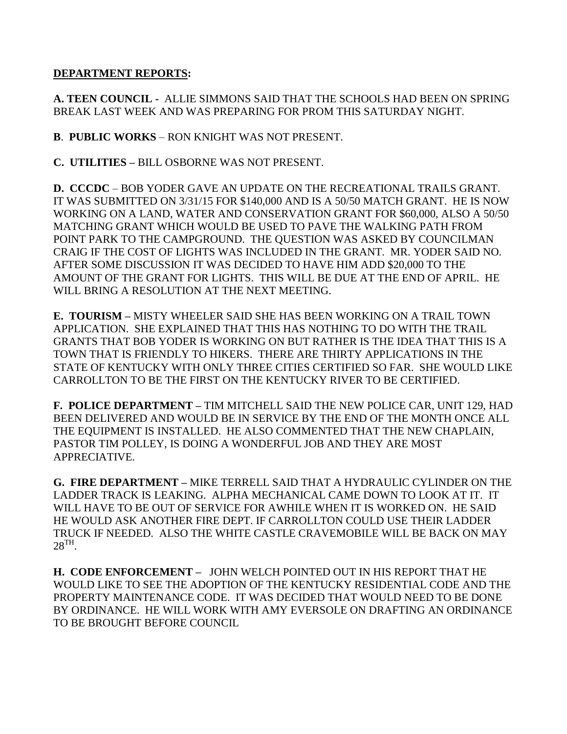**<u>DEPARTMENT REPORTS</u>:**

**A. TEEN COUNCIL -** ALLIE SIMMONS SAID THAT THE SCHOOLS HAD BEEN ON SPRING BREAK LAST WEEK AND WAS PREPARING FOR PROM THIS SATURDAY NIGHT.

**B. PUBLIC WORKS** – RON KNIGHT WAS NOT PRESENT.

**C. UTILITIES –** BILL OSBORNE WAS NOT PRESENT.

**D. CCCDC** – BOB YODER GAVE AN UPDATE ON THE RECREATIONAL TRAILS GRANT. IT WAS SUBMITTED ON 3/31/15 FOR $140,000 AND IS A 50/50 MATCH GRANT. HE IS NOW WORKING ON A LAND, WATER AND CONSERVATION GRANT FOR $60,000, ALSO A 50/50 MATCHING GRANT WHICH WOULD BE USED TO PAVE THE WALKING PATH FROM POINT PARK TO THE CAMPGROUND. THE QUESTION WAS ASKED BY COUNCILMAN CRAIG IF THE COST OF LIGHTS WAS INCLUDED IN THE GRANT. MR. YODER SAID NO. AFTER SOME DISCUSSION IT WAS DECIDED TO HAVE HIM ADD $20,000 TO THE AMOUNT OF THE GRANT FOR LIGHTS. THIS WILL BE DUE AT THE END OF APRIL. HE WILL BRING A RESOLUTION AT THE NEXT MEETING.

**E. TOURISM –** MISTY WHEELER SAID SHE HAS BEEN WORKING ON A TRAIL TOWN APPLICATION. SHE EXPLAINED THAT THIS HAS NOTHING TO DO WITH THE TRAIL GRANTS THAT BOB YODER IS WORKING ON BUT RATHER IS THE IDEA THAT THIS IS A TOWN THAT IS FRIENDLY TO HIKERS. THERE ARE THIRTY APPLICATIONS IN THE STATE OF KENTUCKY WITH ONLY THREE CITIES CERTIFIED SO FAR. SHE WOULD LIKE CARROLLTON TO BE THE FIRST ON THE KENTUCKY RIVER TO BE CERTIFIED.

**F. POLICE DEPARTMENT –** TIM MITCHELL SAID THE NEW POLICE CAR, UNIT 129, HAD BEEN DELIVERED AND WOULD BE IN SERVICE BY THE END OF THE MONTH ONCE ALL THE EQUIPMENT IS INSTALLED. HE ALSO COMMENTED THAT THE NEW CHAPLAIN, PASTOR TIM POLLEY, IS DOING A WONDERFUL JOB AND THEY ARE MOST APPRECIATIVE.

**G. FIRE DEPARTMENT –** MIKE TERRELL SAID THAT A HYDRAULIC CYLINDER ON THE LADDER TRACK IS LEAKING. ALPHA MECHANICAL CAME DOWN TO LOOK AT IT. IT WILL HAVE TO BE OUT OF SERVICE FOR AWHILE WHEN IT IS WORKED ON. HE SAID HE WOULD ASK ANOTHER FIRE DEPT. IF CARROLLTON COULD USE THEIR LADDER TRUCK IF NEEDED. ALSO THE WHITE CASTLE CRAVEMOBILE WILL BE BACK ON MAY 28TH.

**H. CODE ENFORCEMENT –** JOHN WELCH POINTED OUT IN HIS REPORT THAT HE WOULD LIKE TO SEE THE ADOPTION OF THE KENTUCKY RESIDENTIAL CODE AND THE PROPERTY MAINTENANCE CODE. IT WAS DECIDED THAT WOULD NEED TO BE DONE BY ORDINANCE. HE WILL WORK WITH AMY EVERSOLE ON DRAFTING AN ORDINANCE TO BE BROUGHT BEFORE COUNCIL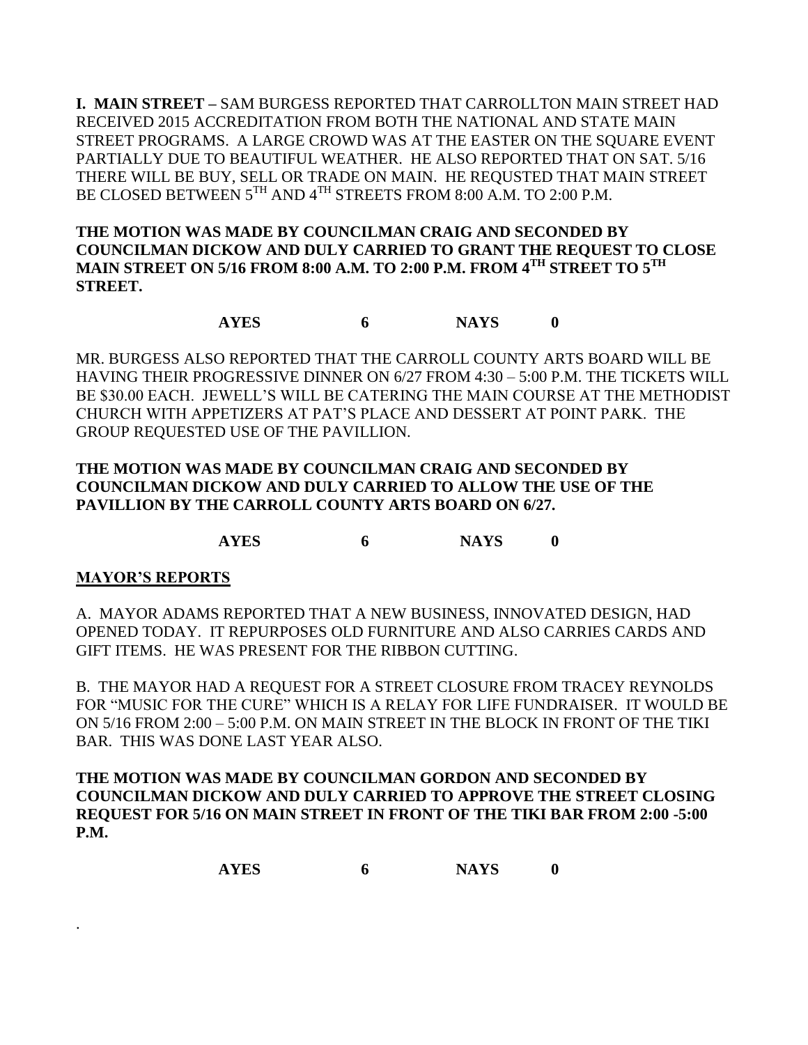**I. MAIN STREET –** SAM BURGESS REPORTED THAT CARROLLTON MAIN STREET HAD RECEIVED 2015 ACCREDITATION FROM BOTH THE NATIONAL AND STATE MAIN STREET PROGRAMS. A LARGE CROWD WAS AT THE EASTER ON THE SQUARE EVENT PARTIALLY DUE TO BEAUTIFUL WEATHER. HE ALSO REPORTED THAT ON SAT. 5/16 THERE WILL BE BUY, SELL OR TRADE ON MAIN. HE REQUSTED THAT MAIN STREET BE CLOSED BETWEEN 5TH AND 4TH STREETS FROM 8:00 A.M. TO 2:00 P.M.

**THE MOTION WAS MADE BY COUNCILMAN CRAIG AND SECONDED BY COUNCILMAN DICKOW AND DULY CARRIED TO GRANT THE REQUEST TO CLOSE MAIN STREET ON 5/16 FROM 8:00 A.M. TO 2:00 P.M. FROM 4TH STREET TO 5TH STREET.**

**AYES 6 NAYS 0**

MR. BURGESS ALSO REPORTED THAT THE CARROLL COUNTY ARTS BOARD WILL BE HAVING THEIR PROGRESSIVE DINNER ON 6/27 FROM 4:30 – 5:00 P.M. THE TICKETS WILL BE $30.00 EACH. JEWELL'S WILL BE CATERING THE MAIN COURSE AT THE METHODIST CHURCH WITH APPETIZERS AT PAT'S PLACE AND DESSERT AT POINT PARK. THE GROUP REQUESTED USE OF THE PAVILLION.

**THE MOTION WAS MADE BY COUNCILMAN CRAIG AND SECONDED BY COUNCILMAN DICKOW AND DULY CARRIED TO ALLOW THE USE OF THE PAVILLION BY THE CARROLL COUNTY ARTS BOARD ON 6/27.**

**AYES 6 NAYS 0**

**MAYOR'S REPORTS**

A. MAYOR ADAMS REPORTED THAT A NEW BUSINESS, INNOVATED DESIGN, HAD OPENED TODAY. IT REPURPOSES OLD FURNITURE AND ALSO CARRIES CARDS AND GIFT ITEMS. HE WAS PRESENT FOR THE RIBBON CUTTING.

B. THE MAYOR HAD A REQUEST FOR A STREET CLOSURE FROM TRACEY REYNOLDS FOR "MUSIC FOR THE CURE" WHICH IS A RELAY FOR LIFE FUNDRAISER. IT WOULD BE ON 5/16 FROM 2:00 – 5:00 P.M. ON MAIN STREET IN THE BLOCK IN FRONT OF THE TIKI BAR. THIS WAS DONE LAST YEAR ALSO.

**THE MOTION WAS MADE BY COUNCILMAN GORDON AND SECONDED BY COUNCILMAN DICKOW AND DULY CARRIED TO APPROVE THE STREET CLOSING REQUEST FOR 5/16 ON MAIN STREET IN FRONT OF THE TIKI BAR FROM 2:00 -5:00 P.M.**

**AYES 6 NAYS 0**

.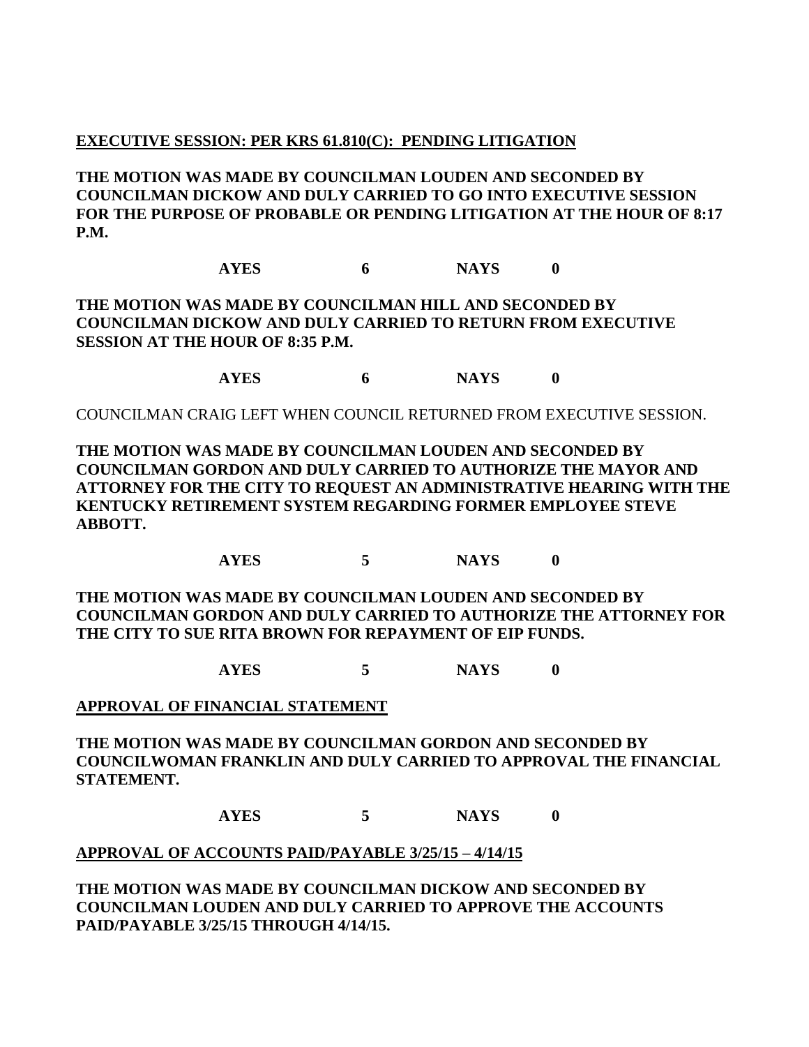**EXECUTIVE SESSION: PER KRS 61.810(C): PENDING LITIGATION**

**THE MOTION WAS MADE BY COUNCILMAN LOUDEN AND SECONDED BY COUNCILMAN DICKOW AND DULY CARRIED TO GO INTO EXECUTIVE SESSION FOR THE PURPOSE OF PROBABLE OR PENDING LITIGATION AT THE HOUR OF 8:17 P.M.**

**AYES 6 NAYS 0**

**THE MOTION WAS MADE BY COUNCILMAN HILL AND SECONDED BY COUNCILMAN DICKOW AND DULY CARRIED TO RETURN FROM EXECUTIVE SESSION AT THE HOUR OF 8:35 P.M.**

**AYES 6 NAYS 0**

COUNCILMAN CRAIG LEFT WHEN COUNCIL RETURNED FROM EXECUTIVE SESSION.

**THE MOTION WAS MADE BY COUNCILMAN LOUDEN AND SECONDED BY COUNCILMAN GORDON AND DULY CARRIED TO AUTHORIZE THE MAYOR AND ATTORNEY FOR THE CITY TO REQUEST AN ADMINISTRATIVE HEARING WITH THE KENTUCKY RETIREMENT SYSTEM REGARDING FORMER EMPLOYEE STEVE ABBOTT.**

**AYES 5 NAYS 0**

**THE MOTION WAS MADE BY COUNCILMAN LOUDEN AND SECONDED BY COUNCILMAN GORDON AND DULY CARRIED TO AUTHORIZE THE ATTORNEY FOR THE CITY TO SUE RITA BROWN FOR REPAYMENT OF EIP FUNDS.**

**AYES 5 NAYS 0**

**APPROVAL OF FINANCIAL STATEMENT**

**THE MOTION WAS MADE BY COUNCILMAN GORDON AND SECONDED BY COUNCILWOMAN FRANKLIN AND DULY CARRIED TO APPROVAL THE FINANCIAL STATEMENT.**

**AYES 5 NAYS 0**

**APPROVAL OF ACCOUNTS PAID/PAYABLE 3/25/15 – 4/14/15**

**THE MOTION WAS MADE BY COUNCILMAN DICKOW AND SECONDED BY COUNCILMAN LOUDEN AND DULY CARRIED TO APPROVE THE ACCOUNTS PAID/PAYABLE 3/25/15 THROUGH 4/14/15.**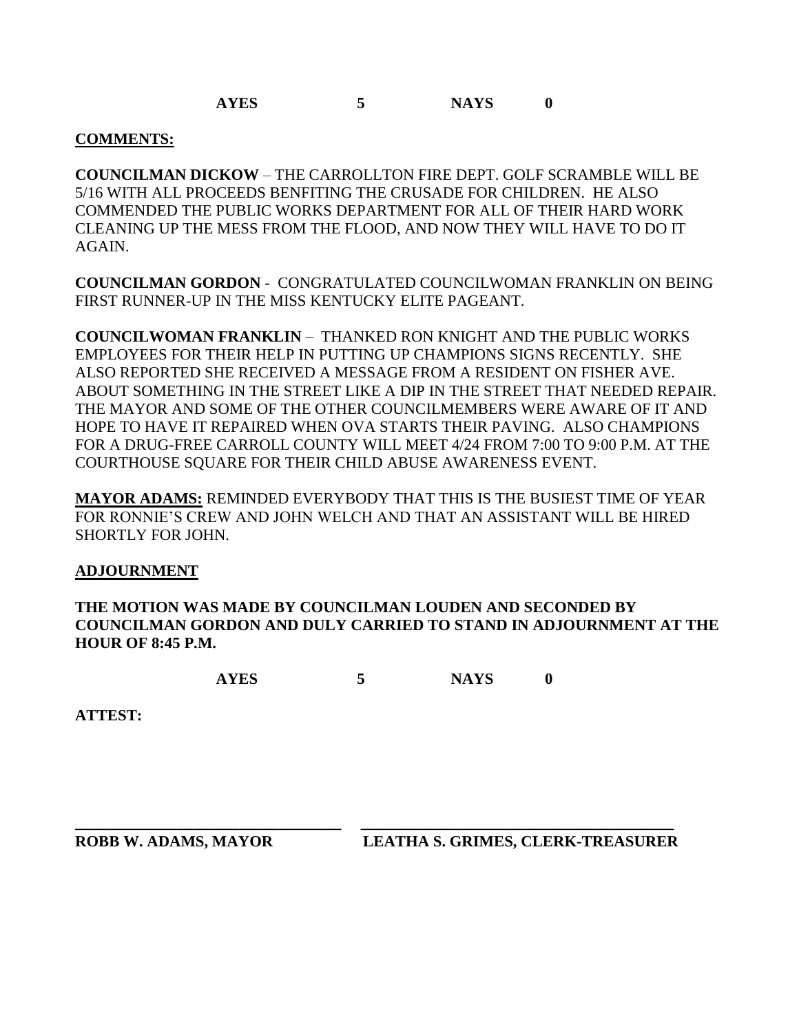**AYES 5 NAYS 0**

**COMMENTS:**

**COUNCILMAN DICKOW** – THE CARROLLTON FIRE DEPT. GOLF SCRAMBLE WILL BE 5/16 WITH ALL PROCEEDS BENFITING THE CRUSADE FOR CHILDREN. HE ALSO COMMENDED THE PUBLIC WORKS DEPARTMENT FOR ALL OF THEIR HARD WORK CLEANING UP THE MESS FROM THE FLOOD, AND NOW THEY WILL HAVE TO DO IT AGAIN.

**COUNCILMAN GORDON** - CONGRATULATED COUNCILWOMAN FRANKLIN ON BEING FIRST RUNNER-UP IN THE MISS KENTUCKY ELITE PAGEANT.

**COUNCILWOMAN FRANKLIN** – THANKED RON KNIGHT AND THE PUBLIC WORKS EMPLOYEES FOR THEIR HELP IN PUTTING UP CHAMPIONS SIGNS RECENTLY. SHE ALSO REPORTED SHE RECEIVED A MESSAGE FROM A RESIDENT ON FISHER AVE. ABOUT SOMETHING IN THE STREET LIKE A DIP IN THE STREET THAT NEEDED REPAIR. THE MAYOR AND SOME OF THE OTHER COUNCILMEMBERS WERE AWARE OF IT AND HOPE TO HAVE IT REPAIRED WHEN OVA STARTS THEIR PAVING. ALSO CHAMPIONS FOR A DRUG-FREE CARROLL COUNTY WILL MEET 4/24 FROM 7:00 TO 9:00 P.M. AT THE COURTHOUSE SQUARE FOR THEIR CHILD ABUSE AWARENESS EVENT.

**MAYOR ADAMS:** REMINDED EVERYBODY THAT THIS IS THE BUSIEST TIME OF YEAR FOR RONNIE'S CREW AND JOHN WELCH AND THAT AN ASSISTANT WILL BE HIRED SHORTLY FOR JOHN.

**ADJOURNMENT**

**THE MOTION WAS MADE BY COUNCILMAN LOUDEN AND SECONDED BY COUNCILMAN GORDON AND DULY CARRIED TO STAND IN ADJOURNMENT AT THE HOUR OF 8:45 P.M.**

**AYES 5 NAYS 0**

**ATTEST:**

\_\_\_\_\_\_\_\_\_\_\_\_\_\_\_\_\_\_\_\_\_\_\_\_\_\_\_\_\_\_\_\_\_\_ \_\_\_\_\_\_\_\_\_\_\_\_\_\_\_\_\_\_\_\_\_\_\_\_\_\_\_\_\_\_\_\_\_\_\_\_\_\_\_

**ROBB W. ADAMS, MAYOR LEATHA S. GRIMES, CLERK-TREASURER**